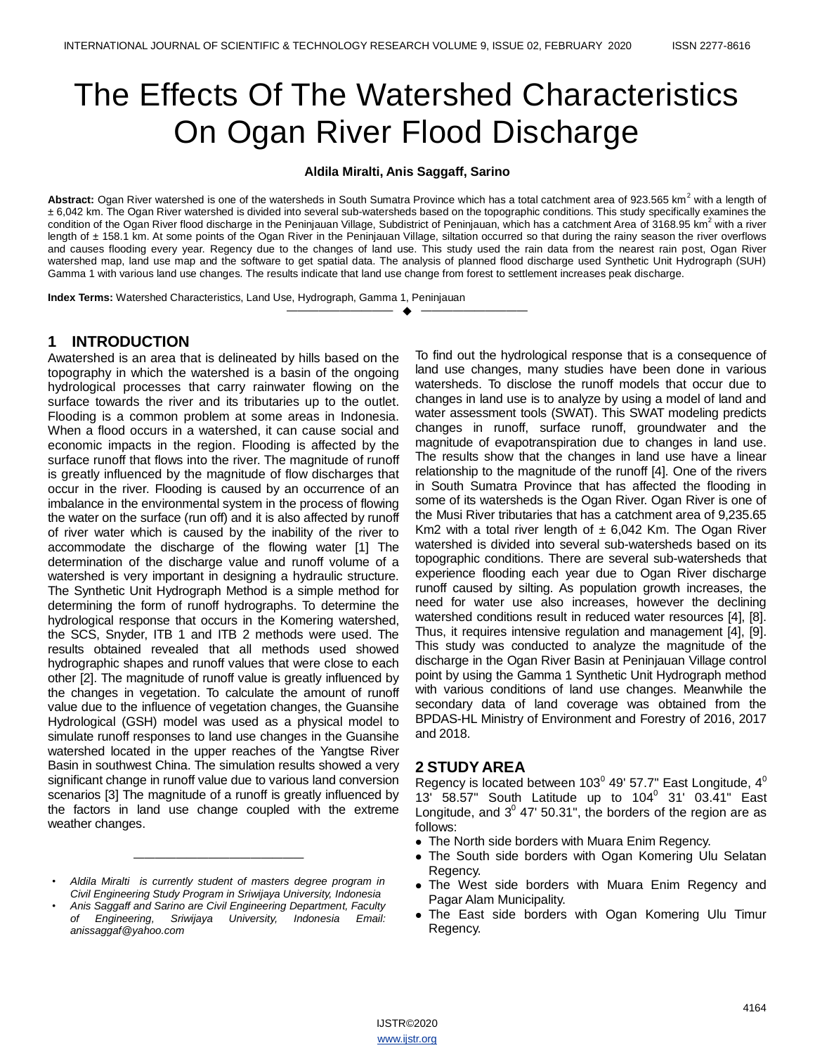# The Effects Of The Watershed Characteristics On Ogan River Flood Discharge

**Aldila Miralti, Anis Saggaff, Sarino**

**Abstract:** Ogan River watershed is one of the watersheds in South Sumatra Province which has a total catchment area of 923.565 km$^2$ with a length of ± 6,042 km. The Ogan River watershed is divided into several sub-watersheds based on the topographic conditions. This study specifically examines the condition of the Ogan River flood discharge in the Peninjauan Village, Subdistrict of Peninjauan, which has a catchment Area of 3168.95 km$^2$ with a river length of ± 158.1 km. At some points of the Ogan River in the Peninjauan Village, siltation occurred so that during the rainy season the river overflows and causes flooding every year. Regency due to the changes of land use. This study used the rain data from the nearest rain post, Ogan River watershed map, land use map and the software to get spatial data. The analysis of planned flood discharge used Synthetic Unit Hydrograph (SUH) Gamma 1 with various land use changes. The results indicate that land use change from forest to settlement increases peak discharge.

**Index Terms:** Watershed Characteristics, Land Use, Hydrograph, Gamma 1, Peninjauan

## 1 INTRODUCTION

Awatershed is an area that is delineated by hills based on the topography in which the watershed is a basin of the ongoing hydrological processes that carry rainwater flowing on the surface towards the river and its tributaries up to the outlet. Flooding is a common problem at some areas in Indonesia. When a flood occurs in a watershed, it can cause social and economic impacts in the region. Flooding is affected by the surface runoff that flows into the river. The magnitude of runoff is greatly influenced by the magnitude of flow discharges that occur in the river. Flooding is caused by an occurrence of an imbalance in the environmental system in the process of flowing the water on the surface (run off) and it is also affected by runoff of river water which is caused by the inability of the river to accommodate the discharge of the flowing water [1] The determination of the discharge value and runoff volume of a watershed is very important in designing a hydraulic structure. The Synthetic Unit Hydrograph Method is a simple method for determining the form of runoff hydrographs. To determine the hydrological response that occurs in the Komering watershed, the SCS, Snyder, ITB 1 and ITB 2 methods were used. The results obtained revealed that all methods used showed hydrographic shapes and runoff values that were close to each other [2]. The magnitude of runoff value is greatly influenced by the changes in vegetation. To calculate the amount of runoff value due to the influence of vegetation changes, the Guansihe Hydrological (GSH) model was used as a physical model to simulate runoff responses to land use changes in the Guansihe watershed located in the upper reaches of the Yangtse River Basin in southwest China. The simulation results showed a very significant change in runoff value due to various land conversion scenarios [3] The magnitude of a runoff is greatly influenced by the factors in land use change coupled with the extreme weather changes.

To find out the hydrological response that is a consequence of land use changes, many studies have been done in various watersheds. To disclose the runoff models that occur due to changes in land use is to analyze by using a model of land and water assessment tools (SWAT). This SWAT modeling predicts changes in runoff, surface runoff, groundwater and the magnitude of evapotranspiration due to changes in land use. The results show that the changes in land use have a linear relationship to the magnitude of the runoff [4]. One of the rivers in South Sumatra Province that has affected the flooding in some of its watersheds is the Ogan River. Ogan River is one of the Musi River tributaries that has a catchment area of 9,235.65 Km2 with a total river length of ± 6,042 Km. The Ogan River watershed is divided into several sub-watersheds based on its topographic conditions. There are several sub-watersheds that experience flooding each year due to Ogan River discharge runoff caused by silting. As population growth increases, the need for water use also increases, however the declining watershed conditions result in reduced water resources [4], [8]. Thus, it requires intensive regulation and management [4], [9]. This study was conducted to analyze the magnitude of the discharge in the Ogan River Basin at Peninjauan Village control point by using the Gamma 1 Synthetic Unit Hydrograph method with various conditions of land use changes. Meanwhile the secondary data of land coverage was obtained from the BPDAS-HL Ministry of Environment and Forestry of 2016, 2017 and 2018.

## 2 STUDY AREA

Regency is located between 103$^0$ 49' 57.7" East Longitude, 4$^0$ 13' 58.57" South Latitude up to 104$^0$ 31' 03.41" East Longitude, and 3$^0$ 47' 50.31", the borders of the region are as follows:

- The North side borders with Muara Enim Regency.
- The South side borders with Ogan Komering Ulu Selatan Regency.
- The West side borders with Muara Enim Regency and Pagar Alam Municipality.
- The East side borders with Ogan Komering Ulu Timur Regency.

---

- *Aldila Miralti is currently student of masters degree program in Civil Engineering Study Program in Sriwijaya University, Indonesia*
- *Anis Saggaff and Sarino are Civil Engineering Department, Faculty of Engineering, Sriwijaya University, Indonesia Email: anissaggaf@yahoo.com*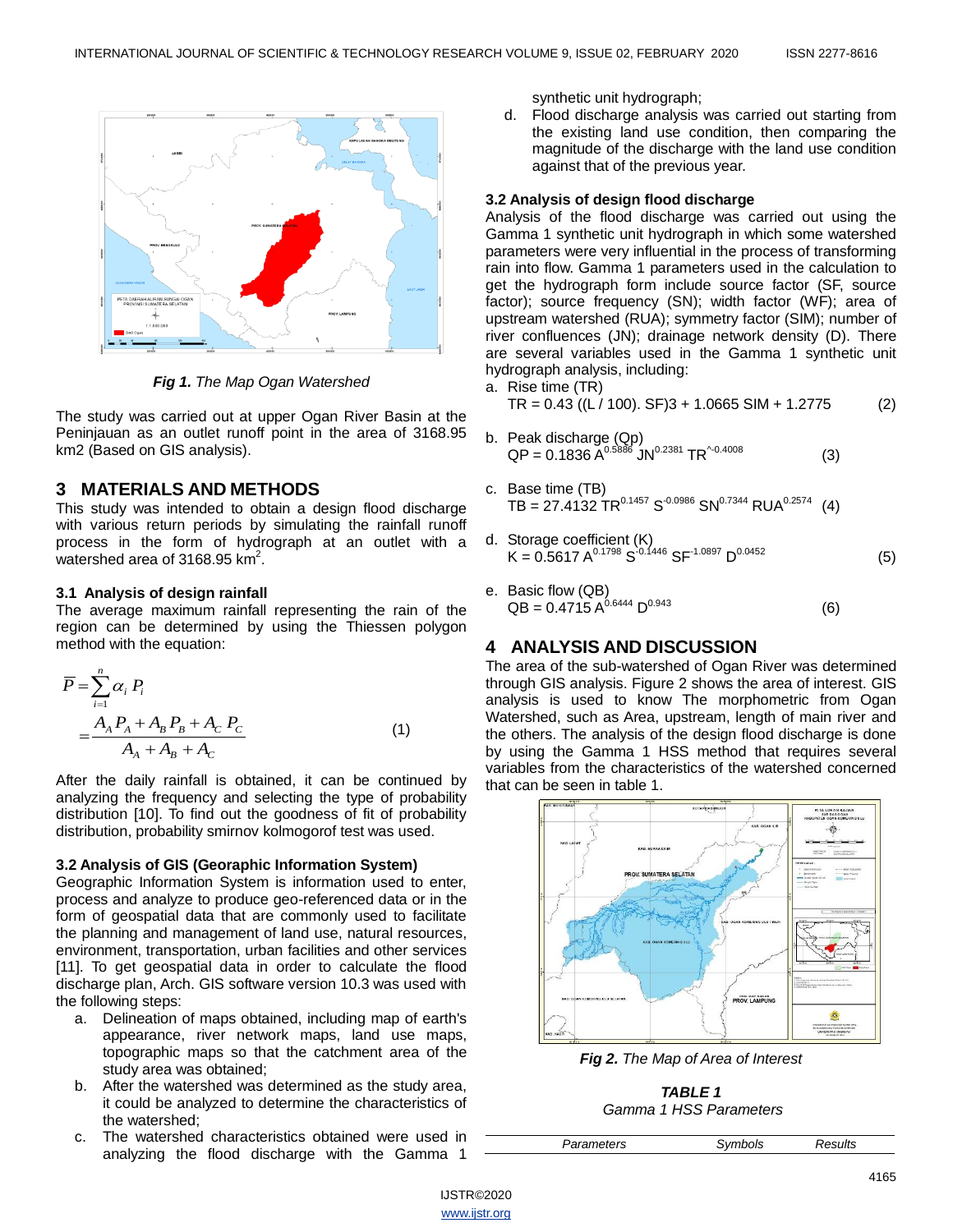*Fig 1. The Map Ogan Watershed*

The study was carried out at upper Ogan River Basin at the Peninjauan as an outlet runoff point in the area of 3168.95 km2 (Based on GIS analysis).

## 3 MATERIALS AND METHODS

This study was intended to obtain a design flood discharge with various return periods by simulating the rainfall runoff process in the form of hydrograph at an outlet with a watershed area of 3168.95 $km^2$.

### 3.1 Analysis of design rainfall

The average maximum rainfall representing the rain of the region can be determined by using the Thiessen polygon method with the equation:

$$\overline{P} = \sum_{i=1}^{n} \alpha_i \, P_i = \frac{A_A P_A + A_B P_B + A_C P_C}{A_A + A_B + A_C} \quad (1)$$

After the daily rainfall is obtained, it can be continued by analyzing the frequency and selecting the type of probability distribution [10]. To find out the goodness of fit of probability distribution, probability smirnov kolmogorof test was used.

### 3.2 Analysis of GIS (Georaphic Information System)

Geographic Information System is information used to enter, process and analyze to produce geo-referenced data or in the form of geospatial data that are commonly used to facilitate the planning and management of land use, natural resources, environment, transportation, urban facilities and other services [11]. To get geospatial data in order to calculate the flood discharge plan, Arch. GIS software version 10.3 was used with the following steps:

a. Delineation of maps obtained, including map of earth's appearance, river network maps, land use maps, topographic maps so that the catchment area of the study area was obtained;
b. After the watershed was determined as the study area, it could be analyzed to determine the characteristics of the watershed;
c. The watershed characteristics obtained were used in analyzing the flood discharge with the Gamma 1 synthetic unit hydrograph;
d. Flood discharge analysis was carried out starting from the existing land use condition, then comparing the magnitude of the discharge with the land use condition against that of the previous year.

### 3.2 Analysis of design flood discharge

Analysis of the flood discharge was carried out using the Gamma 1 synthetic unit hydrograph in which some watershed parameters were very influential in the process of transforming rain into flow. Gamma 1 parameters used in the calculation to get the hydrograph form include source factor (SF, source factor); source frequency (SN); width factor (WF); area of upstream watershed (RUA); symmetry factor (SIM); number of river confluences (JN); drainage network density (D). There are several variables used in the Gamma 1 synthetic unit hydrograph analysis, including:

a. Rise time (TR)

$$TR = 0.43 \,((L / 100).\ SF)3 + 1.0665\ SIM + 1.2775 \quad (2)$$

b. Peak discharge (Qp)

$$QP = 0.1836\ A^{0.5886}\ JN^{0.2381}\ TR^{\wedge -0.4008} \quad (3)$$

c. Base time (TB)

$$TB = 27.4132\ TR^{0.1457}\ S^{-0.0986}\ SN^{0.7344}\ RUA^{0.2574} \quad (4)$$

d. Storage coefficient (K)

$$K = 0.5617\ A^{0.1798}\ S^{-0.1446}\ SF^{-1.0897}\ D^{0.0452} \quad (5)$$

e. Basic flow (QB)

$$QB = 0.4715\ A^{0.6444}\ D^{0.943} \quad (6)$$

## 4 ANALYSIS AND DISCUSSION

The area of the sub-watershed of Ogan River was determined through GIS analysis. Figure 2 shows the area of interest. GIS analysis is used to know The morphometric from Ogan Watershed, such as Area, upstream, length of main river and the others. The analysis of the design flood discharge is done by using the Gamma 1 HSS method that requires several variables from the characteristics of the watershed concerned that can be seen in table 1.

*Fig 2. The Map of Area of Interest*

***TABLE 1***
*Gamma 1 HSS Parameters*

| *Parameters* | *Symbols* | *Results* |
|---|---|---|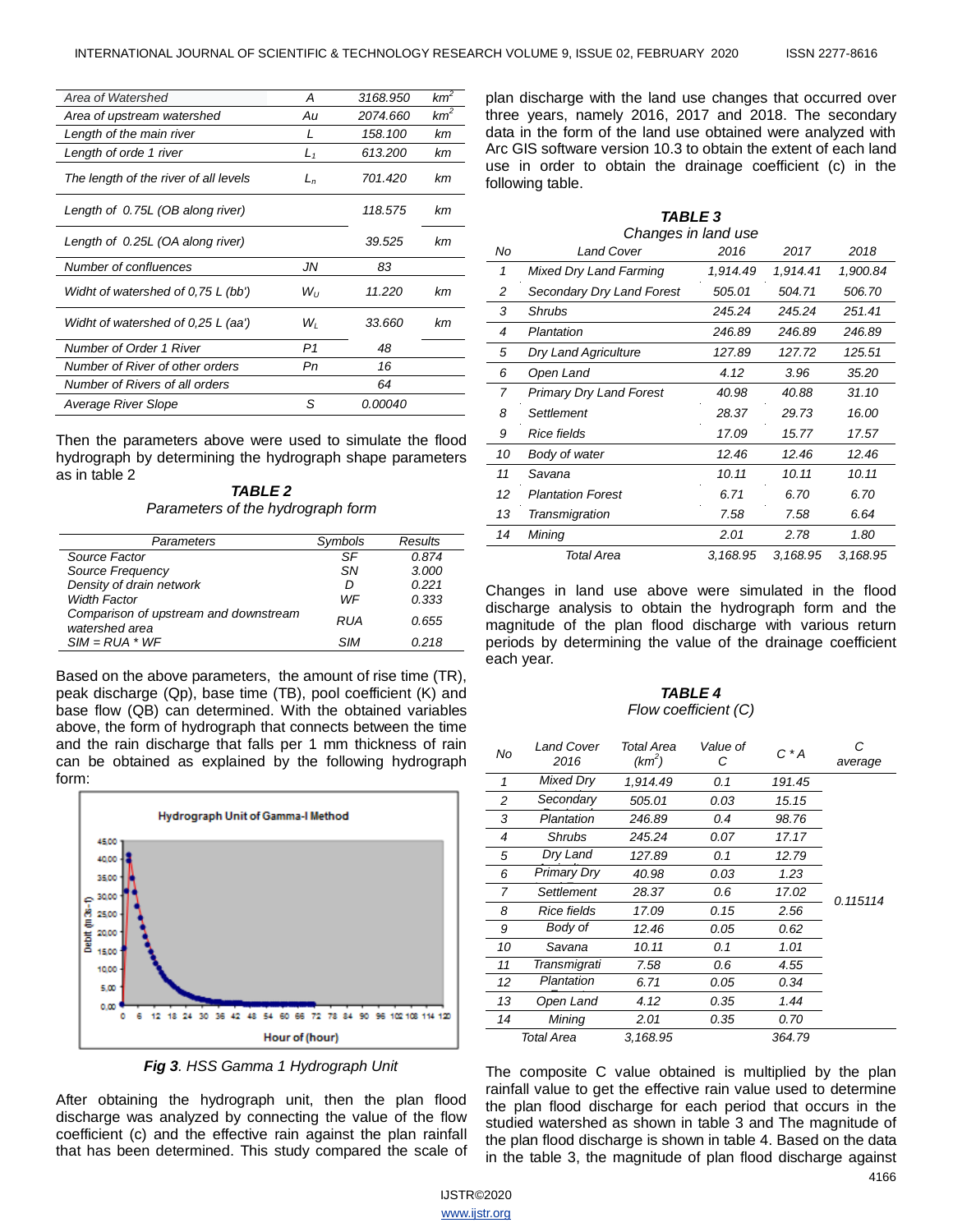| Area of Watershed | $A$ | 3168.950 | $km^2$ |
|---|---|---|---|
| Area of upstream watershed | $Au$ | 2074.660 | $km^2$ |
| Length of the main river | $L$ | 158.100 | km |
| Length of orde 1 river | $L_1$ | 613.200 | km |
| The length of the river of all levels | $L_n$ | 701.420 | km |
| Length of 0.75L (OB along river) | | 118.575 | km |
| Length of 0.25L (OA along river) | | 39.525 | km |
| Number of confluences | $JN$ | 83 | |
| Widht of watershed of 0,75 L (bb') | $W_U$ | 11.220 | km |
| Widht of watershed of 0,25 L (aa') | $W_L$ | 33.660 | km |
| Number of Order 1 River | $P1$ | 48 | |
| Number of River of other orders | $Pn$ | 16 | |
| Number of Rivers of all orders | | 64 | |
| Average River Slope | $S$ | 0.00040 | |

Then the parameters above were used to simulate the flood hydrograph by determining the hydrograph shape parameters as in table 2

***TABLE 2***
*Parameters of the hydrograph form*

| Parameters | Symbols | Results |
|---|---|---|
| Source Factor | SF | 0.874 |
| Source Frequency | SN | 3.000 |
| Density of drain network | D | 0.221 |
| Width Factor | WF | 0.333 |
| Comparison of upstream and downstream watershed area | RUA | 0.655 |
| SIM = RUA * WF | SIM | 0.218 |

Based on the above parameters, the amount of rise time (TR), peak discharge (Qp), base time (TB), pool coefficient (K) and base flow (QB) can determined. With the obtained variables above, the form of hydrograph that connects between the time and the rain discharge that falls per 1 mm thickness of rain can be obtained as explained by the following hydrograph form:

***Fig 3**. HSS Gamma 1 Hydrograph Unit*

After obtaining the hydrograph unit, then the plan flood discharge was analyzed by connecting the value of the flow coefficient (c) and the effective rain against the plan rainfall that has been determined. This study compared the scale of plan discharge with the land use changes that occurred over three years, namely 2016, 2017 and 2018. The secondary data in the form of the land use obtained were analyzed with Arc GIS software version 10.3 to obtain the extent of each land use in order to obtain the drainage coefficient (c) in the following table.

***TABLE 3***
*Changes in land use*

| No | Land Cover | 2016 | 2017 | 2018 |
|---|---|---|---|---|
| 1 | Mixed Dry Land Farming | 1,914.49 | 1,914.41 | 1,900.84 |
| 2 | Secondary Dry Land Forest | 505.01 | 504.71 | 506.70 |
| 3 | Shrubs | 245.24 | 245.24 | 251.41 |
| 4 | Plantation | 246.89 | 246.89 | 246.89 |
| 5 | Dry Land Agriculture | 127.89 | 127.72 | 125.51 |
| 6 | Open Land | 4.12 | 3.96 | 35.20 |
| 7 | Primary Dry Land Forest | 40.98 | 40.88 | 31.10 |
| 8 | Settlement | 28.37 | 29.73 | 16.00 |
| 9 | Rice fields | 17.09 | 15.77 | 17.57 |
| 10 | Body of water | 12.46 | 12.46 | 12.46 |
| 11 | Savana | 10.11 | 10.11 | 10.11 |
| 12 | Plantation Forest | 6.71 | 6.70 | 6.70 |
| 13 | Transmigration | 7.58 | 7.58 | 6.64 |
| 14 | Mining | 2.01 | 2.78 | 1.80 |
| | Total Area | 3,168.95 | 3,168.95 | 3,168.95 |

Changes in land use above were simulated in the flood discharge analysis to obtain the hydrograph form and the magnitude of the plan flood discharge with various return periods by determining the value of the drainage coefficient each year.

***TABLE 4***
*Flow coefficient (C)*

| No | Land Cover 2016 | Total Area ($km^2$) | Value of C | C * A | C average |
|---|---|---|---|---|---|
| 1 | Mixed Dry | 1,914.49 | 0.1 | 191.45 | |
| 2 | Secondary | 505.01 | 0.03 | 15.15 | |
| 3 | Plantation | 246.89 | 0.4 | 98.76 | |
| 4 | Shrubs | 245.24 | 0.07 | 17.17 | |
| 5 | Dry Land | 127.89 | 0.1 | 12.79 | |
| 6 | Primary Dry | 40.98 | 0.03 | 1.23 | |
| 7 | Settlement | 28.37 | 0.6 | 17.02 | 0.115114 |
| 8 | Rice fields | 17.09 | 0.15 | 2.56 | |
| 9 | Body of | 12.46 | 0.05 | 0.62 | |
| 10 | Savana | 10.11 | 0.1 | 1.01 | |
| 11 | Transmigrati | 7.58 | 0.6 | 4.55 | |
| 12 | Plantation | 6.71 | 0.05 | 0.34 | |
| 13 | Open Land | 4.12 | 0.35 | 1.44 | |
| 14 | Mining | 2.01 | 0.35 | 0.70 | |
| | Total Area | 3,168.95 | | 364.79 | |

The composite C value obtained is multiplied by the plan rainfall value to get the effective rain value used to determine the plan flood discharge for each period that occurs in the studied watershed as shown in table 3 and The magnitude of the plan flood discharge is shown in table 4. Based on the data in the table 3, the magnitude of plan flood discharge against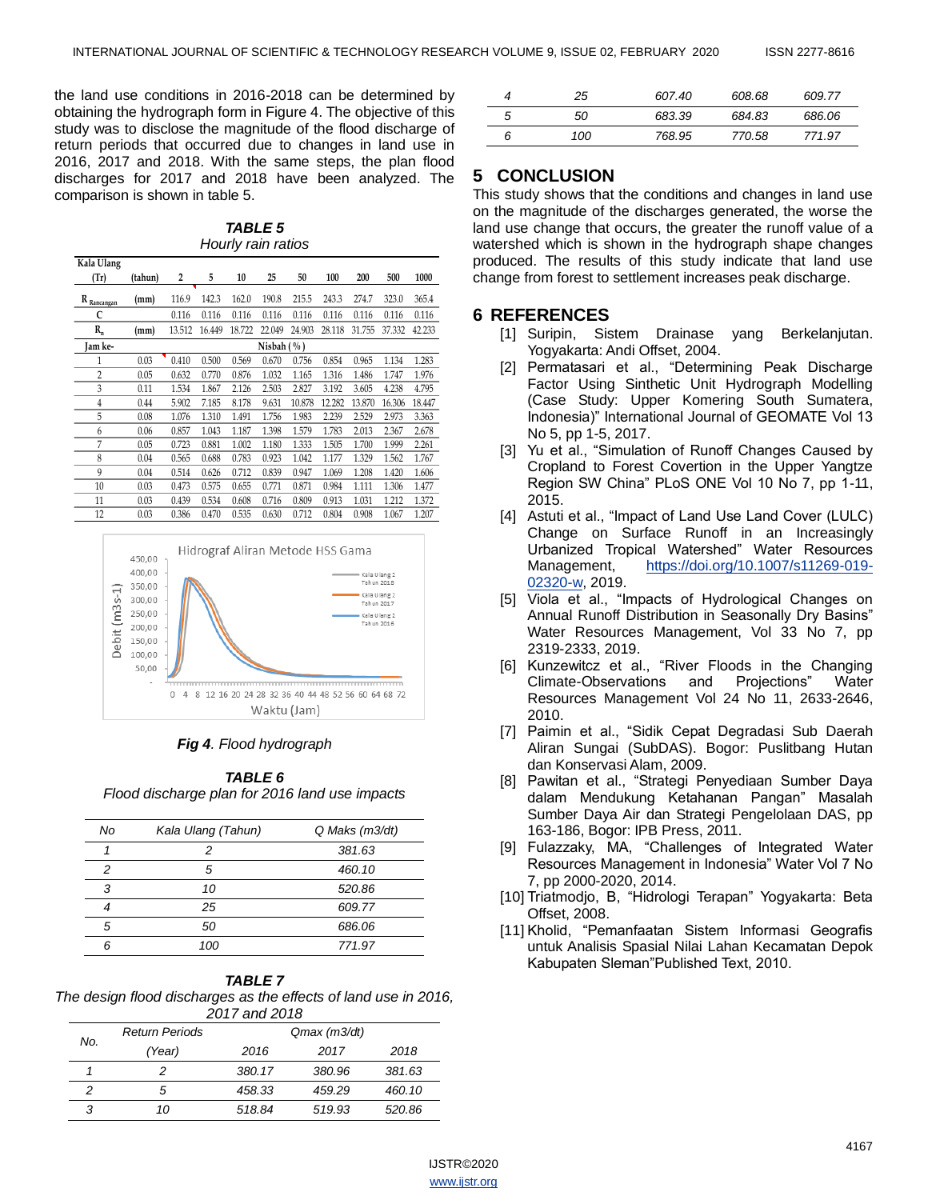the land use conditions in 2016-2018 can be determined by obtaining the hydrograph form in Figure 4. The objective of this study was to disclose the magnitude of the flood discharge of return periods that occurred due to changes in land use in 2016, 2017 and 2018. With the same steps, the plan flood discharges for 2017 and 2018 have been analyzed. The comparison is shown in table 5.

***TABLE 5***
*Hourly rain ratios*

| Kala Ulang (Tr) | (tahun) | 2 | 5 | 10 | 25 | 50 | 100 | 200 | 500 | 1000 |
|---|---|---|---|---|---|---|---|---|---|---|
| $R_{Rancangan}$ | (mm) | 116.9 | 142.3 | 162.0 | 190.8 | 215.5 | 243.3 | 274.7 | 323.0 | 365.4 |
| C | | 0.116 | 0.116 | 0.116 | 0.116 | 0.116 | 0.116 | 0.116 | 0.116 | 0.116 |
| $R_n$ | (mm) | 13.512 | 16.449 | 18.722 | 22.049 | 24.903 | 28.118 | 31.755 | 37.332 | 42.233 |
| Jam ke- | | Nisbah (%) | | | | | | | | |
| 1 | 0.03 | 0.410 | 0.500 | 0.569 | 0.670 | 0.756 | 0.854 | 0.965 | 1.134 | 1.283 |
| 2 | 0.05 | 0.632 | 0.770 | 0.876 | 1.032 | 1.165 | 1.316 | 1.486 | 1.747 | 1.976 |
| 3 | 0.11 | 1.534 | 1.867 | 2.126 | 2.503 | 2.827 | 3.192 | 3.605 | 4.238 | 4.795 |
| 4 | 0.44 | 5.902 | 7.185 | 8.178 | 9.631 | 10.878 | 12.282 | 13.870 | 16.306 | 18.447 |
| 5 | 0.08 | 1.076 | 1.310 | 1.491 | 1.756 | 1.983 | 2.239 | 2.529 | 2.973 | 3.363 |
| 6 | 0.06 | 0.857 | 1.043 | 1.187 | 1.398 | 1.579 | 1.783 | 2.013 | 2.367 | 2.678 |
| 7 | 0.05 | 0.723 | 0.881 | 1.002 | 1.180 | 1.333 | 1.505 | 1.700 | 1.999 | 2.261 |
| 8 | 0.04 | 0.565 | 0.688 | 0.783 | 0.923 | 1.042 | 1.177 | 1.329 | 1.562 | 1.767 |
| 9 | 0.04 | 0.514 | 0.626 | 0.712 | 0.839 | 0.947 | 1.069 | 1.208 | 1.420 | 1.606 |
| 10 | 0.03 | 0.473 | 0.575 | 0.655 | 0.771 | 0.871 | 0.984 | 1.111 | 1.306 | 1.477 |
| 11 | 0.03 | 0.439 | 0.534 | 0.608 | 0.716 | 0.809 | 0.913 | 1.031 | 1.212 | 1.372 |
| 12 | 0.03 | 0.386 | 0.470 | 0.535 | 0.630 | 0.712 | 0.804 | 0.908 | 1.067 | 1.207 |

Hidrograf Aliran Metode HSS Gama
Debit (m3s-1)
450,00
400,00
350,00
300,00
250,00
200,00
150,00
100,00
50,00
-
0 4 8 12 16 20 24 28 32 36 40 44 48 52 56 60 64 68 72
Waktu (Jam)
Kala Ulang 2 Tahun 2018
Kala Ulang 2 Tahun 2017
Kala Ulang 2 Tahun 2016

***Fig 4****. Flood hydrograph*

***TABLE 6***
*Flood discharge plan for 2016 land use impacts*

| No | Kala Ulang (Tahun) | Q Maks (m3/dt) |
|---|---|---|
| 1 | 2 | 381.63 |
| 2 | 5 | 460.10 |
| 3 | 10 | 520.86 |
| 4 | 25 | 609.77 |
| 5 | 50 | 686.06 |
| 6 | 100 | 771.97 |

***TABLE 7***
*The design flood discharges as the effects of land use in 2016, 2017 and 2018*

| No. | Return Periods (Year) | Qmax (m3/dt) 2016 | 2017 | 2018 |
|---|---|---|---|---|
| 1 | 2 | 380.17 | 380.96 | 381.63 |
| 2 | 5 | 458.33 | 459.29 | 460.10 |
| 3 | 10 | 518.84 | 519.93 | 520.86 |
| 4 | 25 | 607.40 | 608.68 | 609.77 |
| 5 | 50 | 683.39 | 684.83 | 686.06 |
| 6 | 100 | 768.95 | 770.58 | 771.97 |

## 5 CONCLUSION

This study shows that the conditions and changes in land use on the magnitude of the discharges generated, the worse the land use change that occurs, the greater the runoff value of a watershed which is shown in the hydrograph shape changes produced. The results of this study indicate that land use change from forest to settlement increases peak discharge.

## 6 REFERENCES

[1] Suripin, Sistem Drainase yang Berkelanjutan. Yogyakarta: Andi Offset, 2004.

[2] Permatasari et al., "Determining Peak Discharge Factor Using Sinthetic Unit Hydrograph Modelling (Case Study: Upper Komering South Sumatera, Indonesia)" International Journal of GEOMATE Vol 13 No 5, pp 1-5, 2017.

[3] Yu et al., "Simulation of Runoff Changes Caused by Cropland to Forest Covertion in the Upper Yangtze Region SW China" PLoS ONE Vol 10 No 7, pp 1-11, 2015.

[4] Astuti et al., "Impact of Land Use Land Cover (LULC) Change on Surface Runoff in an Increasingly Urbanized Tropical Watershed" Water Resources Management, https://doi.org/10.1007/s11269-019-02320-w, 2019.

[5] Viola et al., "Impacts of Hydrological Changes on Annual Runoff Distribution in Seasonally Dry Basins" Water Resources Management, Vol 33 No 7, pp 2319-2333, 2019.

[6] Kunzewitcz et al., "River Floods in the Changing Climate-Observations and Projections" Water Resources Management Vol 24 No 11, 2633-2646, 2010.

[7] Paimin et al., "Sidik Cepat Degradasi Sub Daerah Aliran Sungai (SubDAS). Bogor: Puslitbang Hutan dan Konservasi Alam, 2009.

[8] Pawitan et al., "Strategi Penyediaan Sumber Daya dalam Mendukung Ketahanan Pangan" Masalah Sumber Daya Air dan Strategi Pengelolaan DAS, pp 163-186, Bogor: IPB Press, 2011.

[9] Fulazzaky, MA, "Challenges of Integrated Water Resources Management in Indonesia" Water Vol 7 No 7, pp 2000-2020, 2014.

[10] Triatmodjo, B, "Hidrologi Terapan" Yogyakarta: Beta Offset, 2008.

[11] Kholid, "Pemanfaatan Sistem Informasi Geografis untuk Analisis Spasial Nilai Lahan Kecamatan Depok Kabupaten Sleman"Published Text, 2010.